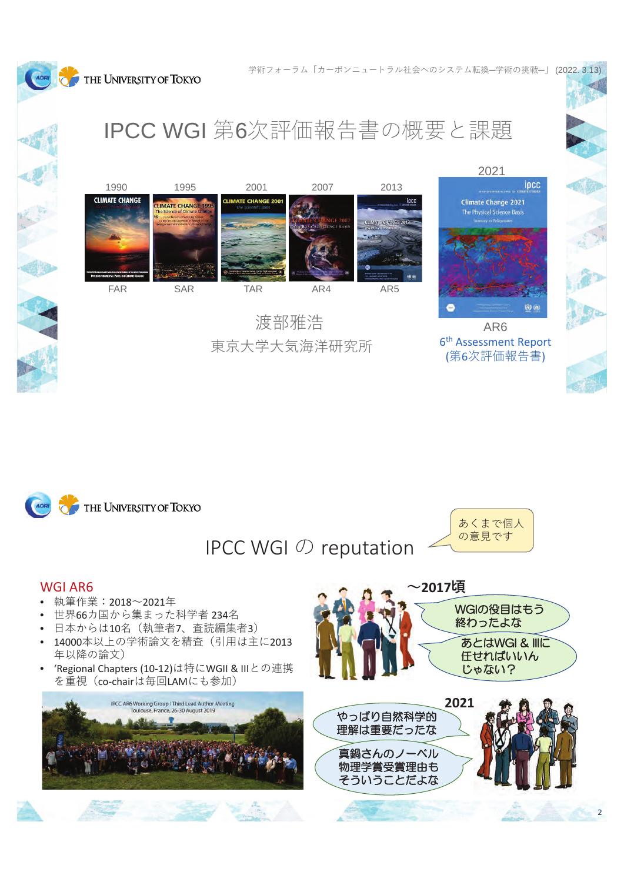学術フォーラム「カーボンニュートラル社会へのシステム転換─学術の挑戦─」(2022. 3.13)

# IPCC WGI 第6次評価報告書の概要と課題

| 1990 | 1995 | 2001 | 2007 | 2013 | 2021 |
|---|---|---|---|---|---|
| FAR | SAR | TAR | AR4 | AR5 | AR6 |

AR6
6th Assessment Report
(第6次評価報告書)

渡部雅浩
東京大学大気海洋研究所

---

# IPCC WGI の reputation

あくまで個人の意見です

## WGI AR6

- 執筆作業：2018～2021年
- 世界66カ国から集まった科学者 234名
- 日本からは10名（執筆者7、査読編集者3）
- 14000本以上の学術論文を精査（引用は主に2013年以降の論文）
- 'Regional Chapters (10-12)は特にWGII & IIIとの連携を重視（co-chairは毎回LAMにも参加）

IPCC AR6 Working Group I Third Lead Author Meeting
Toulouse, France, 26-30 August 2019

**～2017頃**

- WGIの役目はもう終わったよな
- あとはWGI & IIIに任せればいいんじゃない？

**2021**

- やっぱり自然科学的理解は重要だったな
- 真鍋さんのノーベル物理学賞受賞理由もそういうことだよな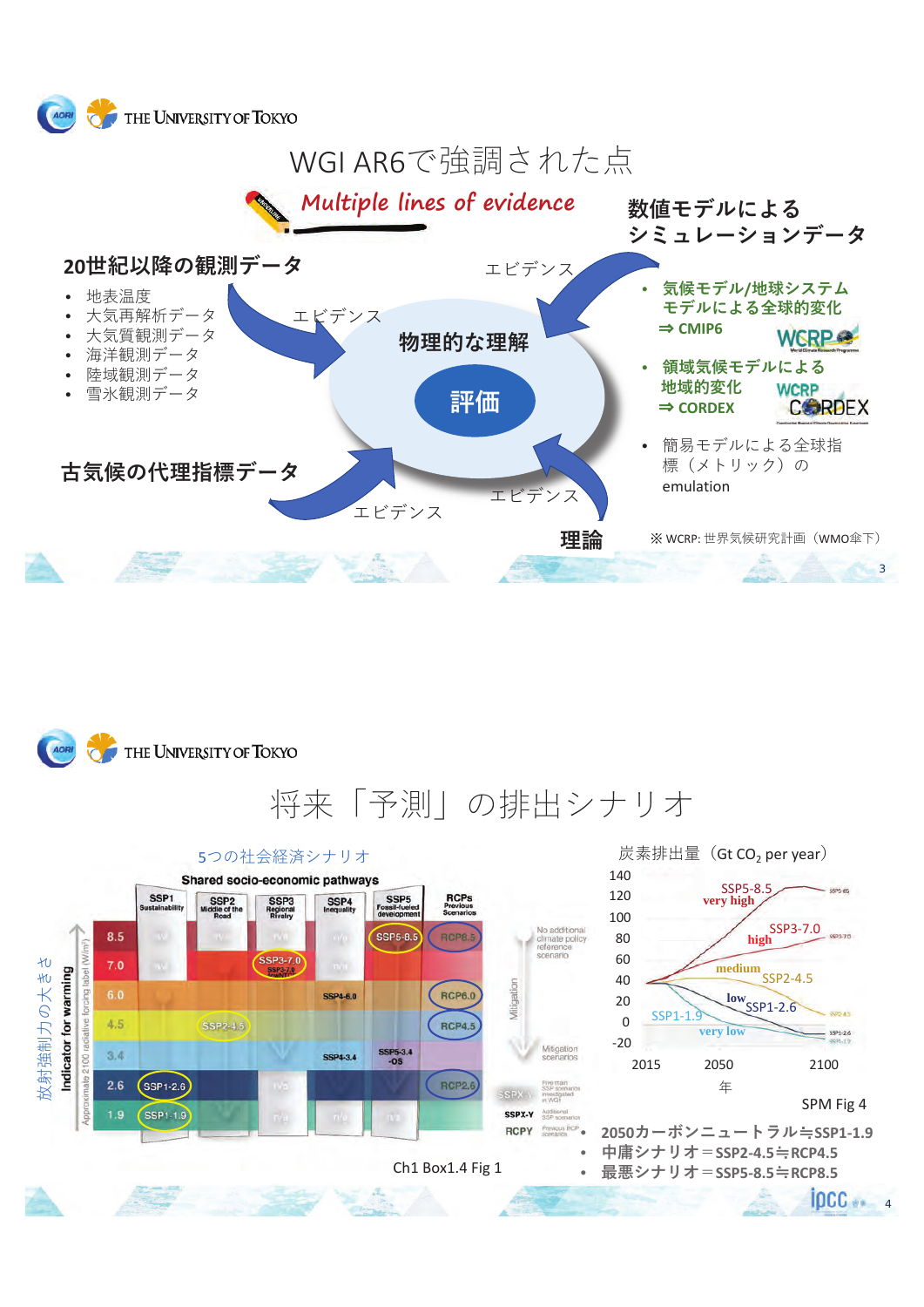# WGI AR6で強調された点

*Multiple lines of evidence*

## 20世紀以降の観測データ

- 地表温度
- 大気再解析データ
- 大気質観測データ
- 海洋観測データ
- 陸域観測データ
- 雪氷観測データ

## 数値モデルによるシミュレーションデータ

- 気候モデル/地球システムモデルによる全球的変化
  ⇒ CMIP6
- 領域気候モデルによる地域的変化
  ⇒ CORDEX
- 簡易モデルによる全球指標（メトリック）の emulation

## 古気候の代理指標データ

## 理論

エビデンス

エビデンス

エビデンス

エビデンス

**物理的な理解**

**評価**

※ WCRP: 世界気候研究計画（WMO傘下）

# 将来「予測」の排出シナリオ

5つの社会経済シナリオ

Ch1 Box1.4 Fig 1

炭素排出量（Gt $CO_2$ per year）

SPM Fig 4

- 2050カーボンニュートラル≒SSP1-1.9
- 中庸シナリオ＝SSP2-4.5≒RCP4.5
- 最悪シナリオ＝SSP5-8.5≒RCP8.5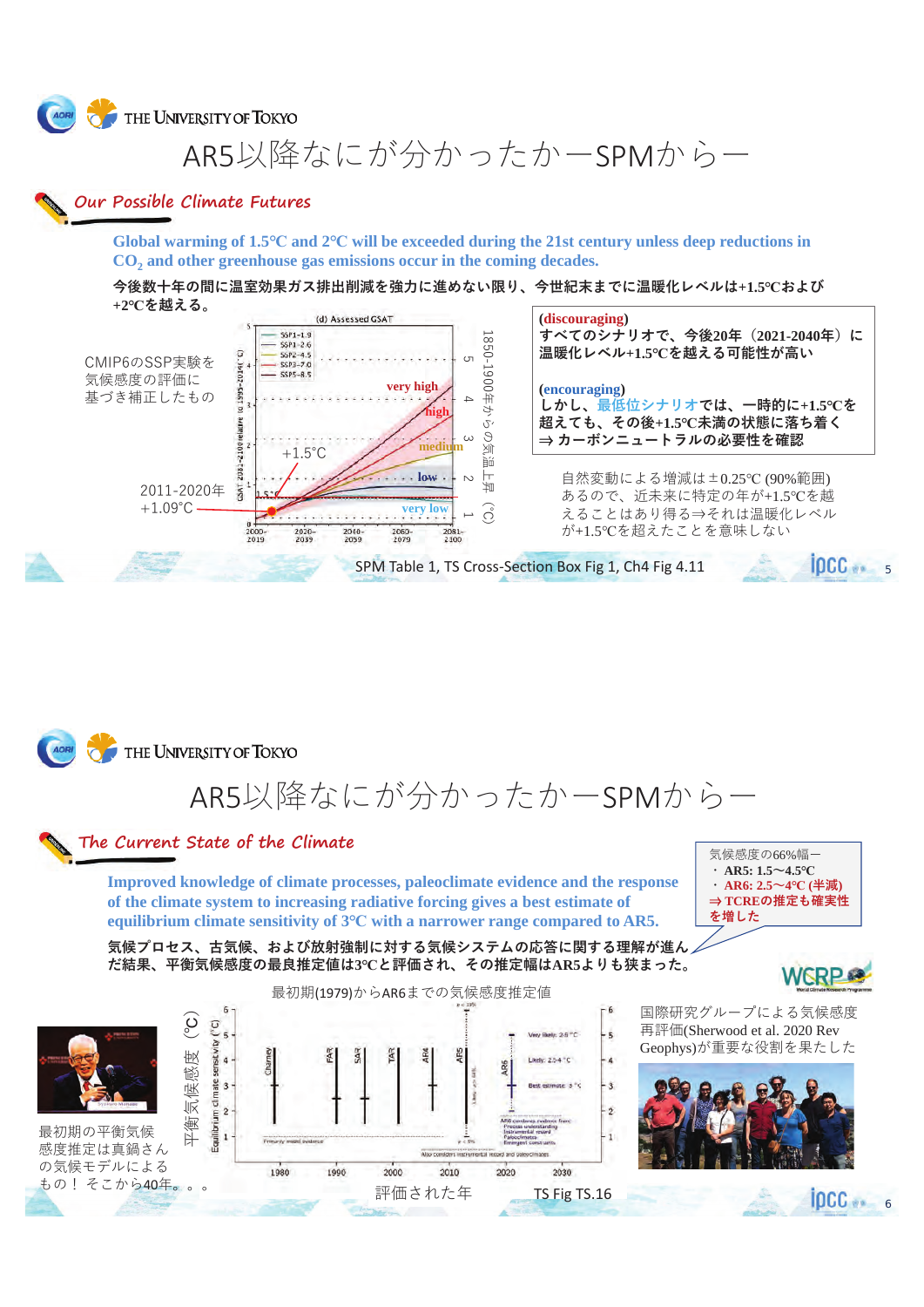# AR5以降なにが分かったかーSPMからー

## Our Possible Climate Futures

**Global warming of 1.5°C and 2°C will be exceeded during the 21st century unless deep reductions in $CO_2$ and other greenhouse gas emissions occur in the coming decades.**

**今後数十年の間に温室効果ガス排出削減を強力に進めない限り、今世紀末までに温暖化レベルは+1.5°Cおよび+2°Cを越える。**

CMIP6のSSP実験を気候感度の評価に基づき補正したもの

2011-2020年 +1.09°C

(d) Assessed GSAT

SSP1-1.9, SSP1-2.6, SSP2-4.5, SSP3-7.0, SSP5-8.5

very high, high, medium, low, very low, +1.5°C

1850-1900年からの気温上昇（°C）

**(discouraging)**
**すべてのシナリオで、今後20年（2021-2040年）に温暖化レベル+1.5°Cを越える可能性が高い**

**(encouraging)**
**しかし、最低位シナリオでは、一時的に+1.5°Cを超えても、その後+1.5°C未満の状態に落ち着く**
**⇒ カーボンニュートラルの必要性を確認**

自然変動による増減は±0.25°C (90%範囲)あるので、近未来に特定の年が+1.5°Cを越えることはあり得る⇒それは温暖化レベルが+1.5°Cを超えたことを意味しない

SPM Table 1, TS Cross-Section Box Fig 1, Ch4 Fig 4.11

# AR5以降なにが分かったかーSPMからー

## The Current State of the Climate

**Improved knowledge of climate processes, paleoclimate evidence and the response of the climate system to increasing radiative forcing gives a best estimate of equilibrium climate sensitivity of 3°C with a narrower range compared to AR5.**

**気候プロセス、古気候、および放射強制に対する気候システムの応答に関する理解が進んだ結果、平衡気候感度の最良推定値は3°Cと評価され、その推定幅はAR5よりも狭まった。**

気候感度の66%幅ー
- **AR5: 1.5～4.5°C**
- **AR6: 2.5～4°C (半減)**

**⇒ TCREの推定も確実性を増した**

最初期(1979)からAR6までの気候感度推定値

平衡気候感度（°C）

評価された年

最初期の平衡気候感度推定は真鍋さんの気候モデルによるもの！ そこから40年。。。

国際研究グループによる気候感度再評価(Sherwood et al. 2020 Rev Geophys)が重要な役割を果たした

TS Fig TS.16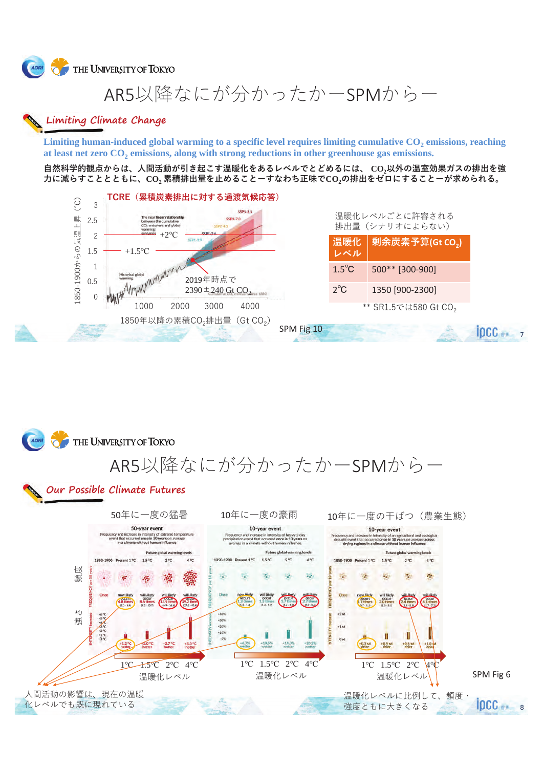# AR5以降なにが分かったかーSPMからー

## Limiting Climate Change

**Limiting human-induced global warming to a specific level requires limiting cumulative $CO_2$ emissions, reaching at least net zero $CO_2$ emissions, along with strong reductions in other greenhouse gas emissions.**

**自然科学的観点からは、人間活動が引き起こす温暖化をあるレベルでとどめるには、 $CO_2$以外の温室効果ガスの排出を強力に減らすこととともに、$CO_2$ 累積排出量を止めることーすなわち正味で$CO_2$の排出をゼロにすることーが求められる。**

TCRE（累積炭素排出に対する過渡気候応答）

- +2℃
- +1.5℃
- 2019年時点で 2390±240 Gt $CO_2$
- 縦軸：1850-1900からの気温上昇（℃）
- 横軸：1850年以降の累積$CO_2$排出量（Gt $CO_2$）

SPM Fig 10

温暖化レベルごとに許容される排出量（シナリオによらない）

| 温暖化レベル | 剰余炭素予算(Gt $CO_2$) |
|---|---|
| 1.5℃ | 500** [300-900] |
| 2℃ | 1350 [900-2300] |

** SR1.5では580 Gt $CO_2$

# AR5以降なにが分かったかーSPMからー

## Our Possible Climate Futures

50年に一度の猛暑　10年に一度の豪雨　10年に一度の干ばつ（農業生態）

頻度

強さ

1℃ 1.5℃ 2℃ 4℃ 温暖化レベル

SPM Fig 6

人間活動の影響は、現在の温暖化レベルでも既に現れている

温暖化レベルに比例して、頻度・強度ともに大きくなる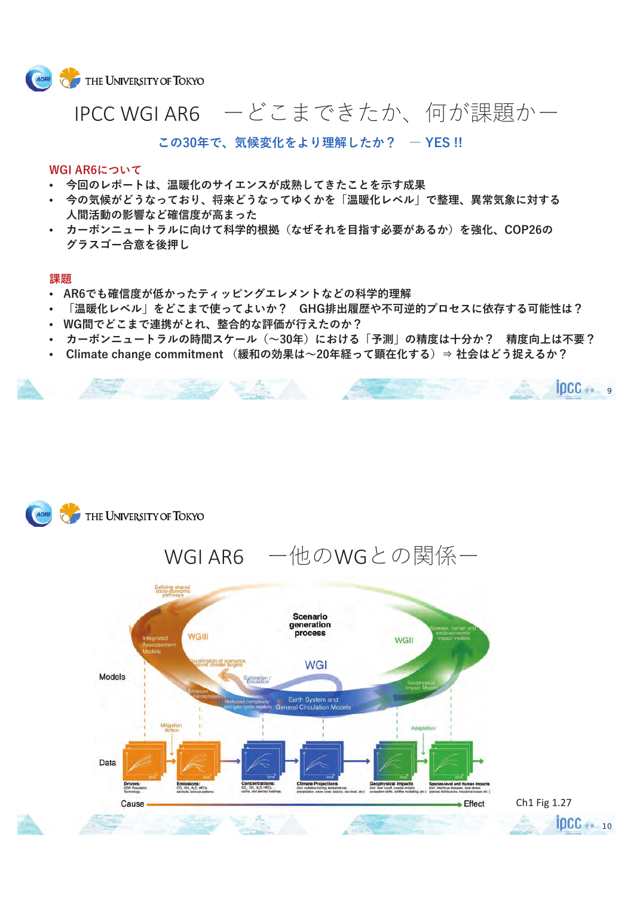# IPCC WGI AR6 ーどこまできたか、何が課題かー

**この30年で、気候変化をより理解したか？ ー YES !!**

## WGI AR6について

- 今回のレポートは、温暖化のサイエンスが成熟してきたことを示す成果
- 今の気候がどうなっており、将来どうなってゆくかを「温暖化レベル」で整理、異常気象に対する人間活動の影響など確信度が高まった
- カーボンニュートラルに向けて科学的根拠（なぜそれを目指す必要があるか）を強化、COP26のグラスゴー合意を後押し

## 課題

- AR6でも確信度が低かったティッピングエレメントなどの科学的理解
- 「温暖化レベル」をどこまで使ってよいか？　GHG排出履歴や不可逆的プロセスに依存する可能性は？
- WG間でどこまで連携がとれ、整合的な評価が行えたのか？
- カーボンニュートラルの時間スケール（～30年）における「予測」の精度は十分か？　精度向上は不要？
- Climate change commitment （緩和の効果は～20年経って顕在化する）⇒ 社会はどう捉えるか？

# WGI AR6 ー他のWGとの関係ー

Ch1 Fig 1.27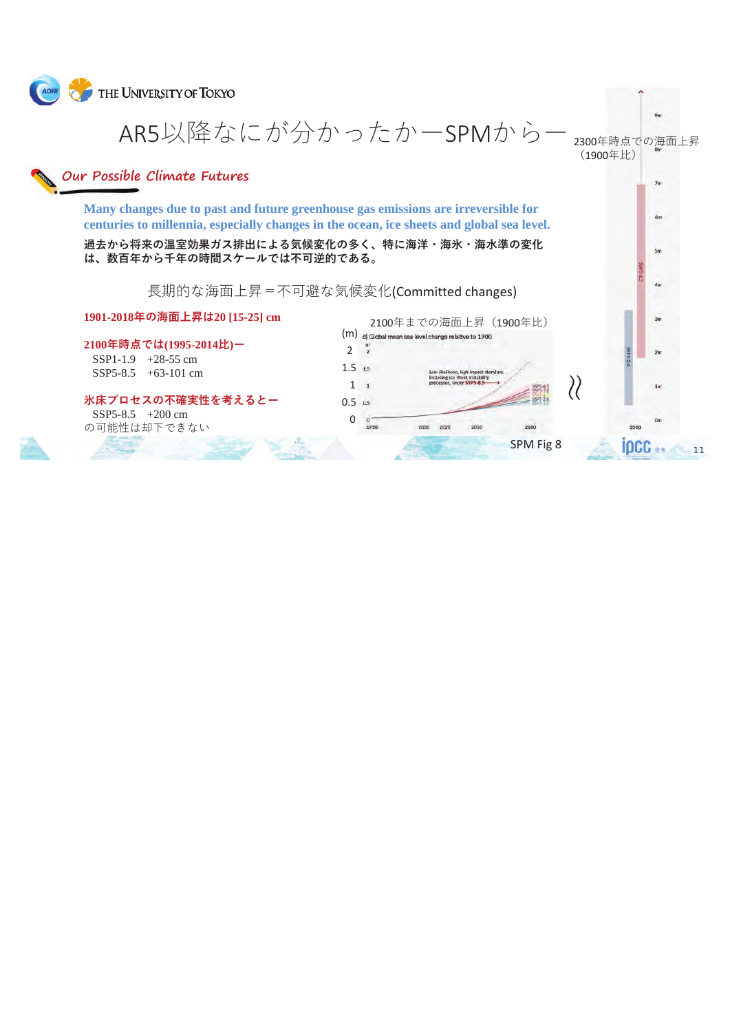# AR5以降なにが分かったかーSPMからー

## Our Possible Climate Futures

**Many changes due to past and future greenhouse gas emissions are irreversible for centuries to millennia, especially changes in the ocean, ice sheets and global sea level.**

**過去から将来の温室効果ガス排出による気候変化の多く、特に海洋・海氷・海水準の変化は、数百年から千年の時間スケールでは不可逆的である。**

長期的な海面上昇＝不可避な気候変化(Committed changes)

**1901-2018年の海面上昇は20 [15-25] cm**

**2100年時点では(1995-2014比)ー**

SSP1-1.9　+28-55 cm
SSP5-8.5　+63-101 cm

**氷床プロセスの不確実性を考えるとー**

SSP5-8.5　+200 cm
の可能性は却下できない

2100年までの海面上昇（1900年比）

(m)
d) Global mean sea level change relative to 1900
2
1.5
1
0.5
0
1950 2000 2020 2050 2100
Low-likelihood, high-impact storyline, including ice sheet instability processes, under SSP5-8.5
SSP5-8.5
SSP3-7.0
SSP2-4.5
SSP1-2.6
SSP1-1.9

2300年時点での海面上昇（1900年比）

9m
8m
7m
6m
5m
4m
3m
2m
1m
0m
SSP5-8.5
SSP1-2.6
2300

SPM Fig 8